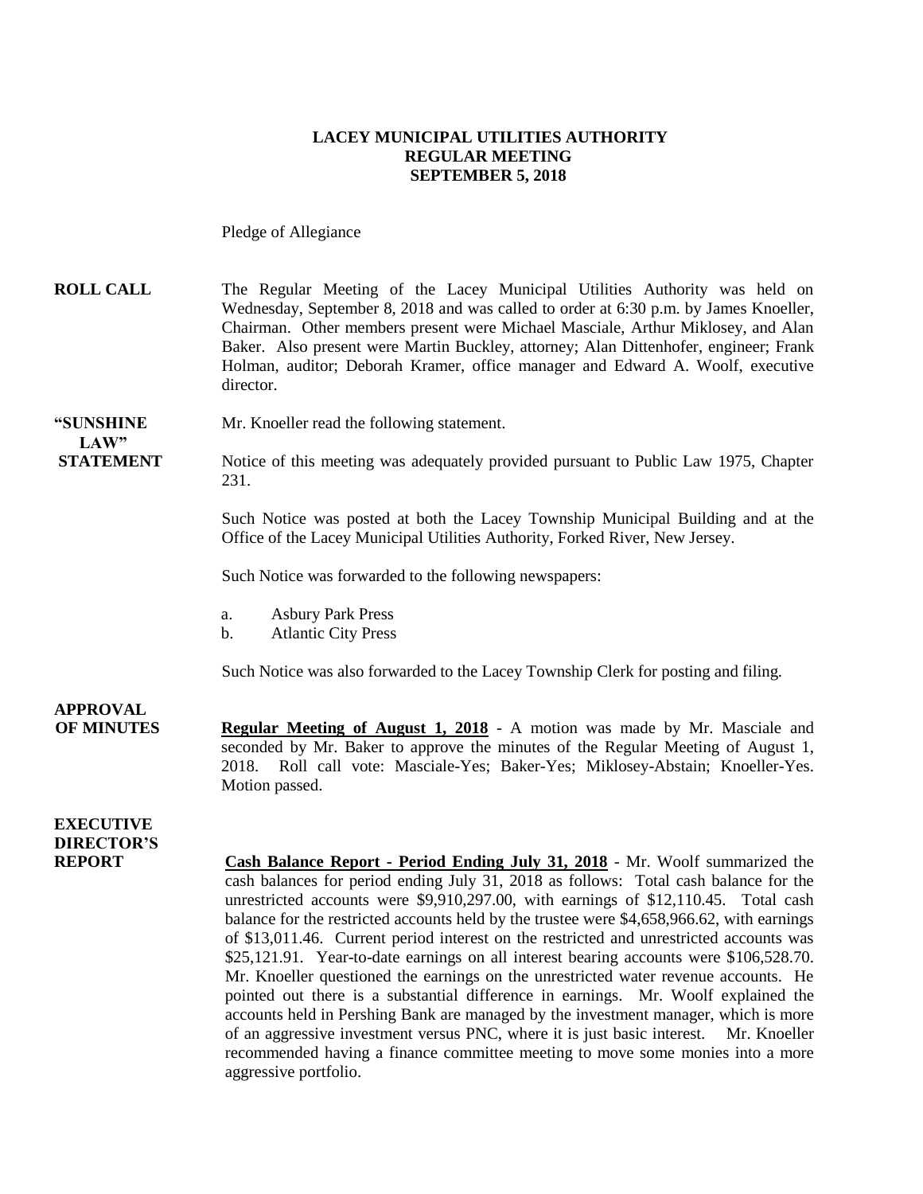**LACEY MUNICIPAL UTILITIES AUTHORITY**
**REGULAR MEETING**
**SEPTEMBER 5, 2018**

Pledge of Allegiance

**ROLL CALL** The Regular Meeting of the Lacey Municipal Utilities Authority was held on Wednesday, September 8, 2018 and was called to order at 6:30 p.m. by James Knoeller, Chairman. Other members present were Michael Masciale, Arthur Miklosey, and Alan Baker. Also present were Martin Buckley, attorney; Alan Dittenhofer, engineer; Frank Holman, auditor; Deborah Kramer, office manager and Edward A. Woolf, executive director.

**"SUNSHINE LAW" STATEMENT** Mr. Knoeller read the following statement.

Notice of this meeting was adequately provided pursuant to Public Law 1975, Chapter 231.

Such Notice was posted at both the Lacey Township Municipal Building and at the Office of the Lacey Municipal Utilities Authority, Forked River, New Jersey.

Such Notice was forwarded to the following newspapers:

a. Asbury Park Press
b. Atlantic City Press

Such Notice was also forwarded to the Lacey Township Clerk for posting and filing.

**APPROVAL OF MINUTES** **Regular Meeting of August 1, 2018** - A motion was made by Mr. Masciale and seconded by Mr. Baker to approve the minutes of the Regular Meeting of August 1, 2018. Roll call vote: Masciale-Yes; Baker-Yes; Miklosey-Abstain; Knoeller-Yes. Motion passed.

**EXECUTIVE DIRECTOR'S REPORT** **Cash Balance Report - Period Ending July 31, 2018** - Mr. Woolf summarized the cash balances for period ending July 31, 2018 as follows: Total cash balance for the unrestricted accounts were $9,910,297.00, with earnings of $12,110.45. Total cash balance for the restricted accounts held by the trustee were $4,658,966.62, with earnings of $13,011.46. Current period interest on the restricted and unrestricted accounts was $25,121.91. Year-to-date earnings on all interest bearing accounts were $106,528.70. Mr. Knoeller questioned the earnings on the unrestricted water revenue accounts. He pointed out there is a substantial difference in earnings. Mr. Woolf explained the accounts held in Pershing Bank are managed by the investment manager, which is more of an aggressive investment versus PNC, where it is just basic interest. Mr. Knoeller recommended having a finance committee meeting to move some monies into a more aggressive portfolio.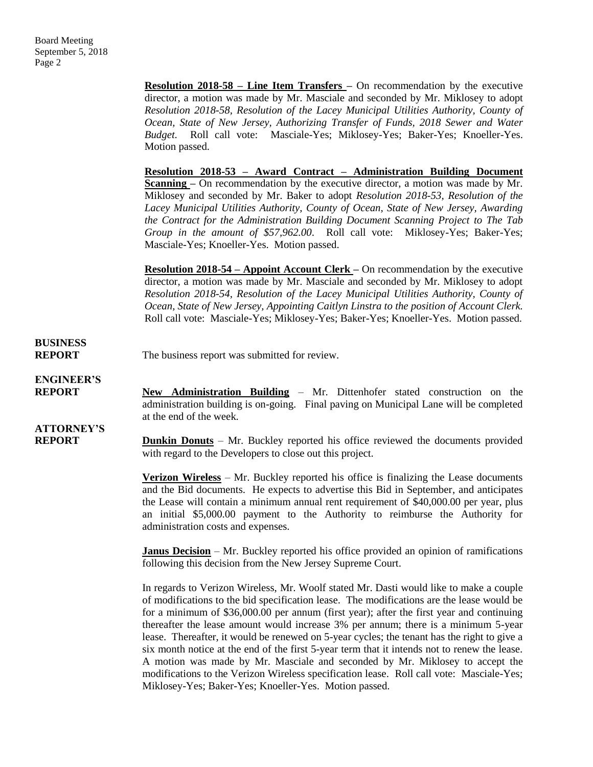**Resolution 2018-58 – Line Item Transfers –** On recommendation by the executive director, a motion was made by Mr. Masciale and seconded by Mr. Miklosey to adopt *Resolution 2018-58, Resolution of the Lacey Municipal Utilities Authority, County of Ocean, State of New Jersey, Authorizing Transfer of Funds, 2018 Sewer and Water Budget.* Roll call vote: Masciale-Yes; Miklosey-Yes; Baker-Yes; Knoeller-Yes. Motion passed.

**Resolution 2018-53 – Award Contract – Administration Building Document Scanning –** On recommendation by the executive director, a motion was made by Mr. Miklosey and seconded by Mr. Baker to adopt *Resolution 2018-53, Resolution of the Lacey Municipal Utilities Authority, County of Ocean, State of New Jersey, Awarding the Contract for the Administration Building Document Scanning Project to The Tab Group in the amount of $57,962.00*. Roll call vote: Miklosey-Yes; Baker-Yes; Masciale-Yes; Knoeller-Yes. Motion passed.

**Resolution 2018-54 – Appoint Account Clerk –** On recommendation by the executive director, a motion was made by Mr. Masciale and seconded by Mr. Miklosey to adopt *Resolution 2018-54, Resolution of the Lacey Municipal Utilities Authority, County of Ocean, State of New Jersey, Appointing Caitlyn Linstra to the position of Account Clerk.* Roll call vote: Masciale-Yes; Miklosey-Yes; Baker-Yes; Knoeller-Yes. Motion passed.

**BUSINESS REPORT**

The business report was submitted for review.

**ENGINEER'S REPORT**

**New Administration Building** – Mr. Dittenhofer stated construction on the administration building is on-going. Final paving on Municipal Lane will be completed at the end of the week.

**ATTORNEY'S REPORT**

**Dunkin Donuts** – Mr. Buckley reported his office reviewed the documents provided with regard to the Developers to close out this project.

**Verizon Wireless** – Mr. Buckley reported his office is finalizing the Lease documents and the Bid documents. He expects to advertise this Bid in September, and anticipates the Lease will contain a minimum annual rent requirement of $40,000.00 per year, plus an initial $5,000.00 payment to the Authority to reimburse the Authority for administration costs and expenses.

**Janus Decision** – Mr. Buckley reported his office provided an opinion of ramifications following this decision from the New Jersey Supreme Court.

In regards to Verizon Wireless, Mr. Woolf stated Mr. Dasti would like to make a couple of modifications to the bid specification lease. The modifications are the lease would be for a minimum of $36,000.00 per annum (first year); after the first year and continuing thereafter the lease amount would increase 3% per annum; there is a minimum 5-year lease. Thereafter, it would be renewed on 5-year cycles; the tenant has the right to give a six month notice at the end of the first 5-year term that it intends not to renew the lease. A motion was made by Mr. Masciale and seconded by Mr. Miklosey to accept the modifications to the Verizon Wireless specification lease. Roll call vote: Masciale-Yes; Miklosey-Yes; Baker-Yes; Knoeller-Yes. Motion passed.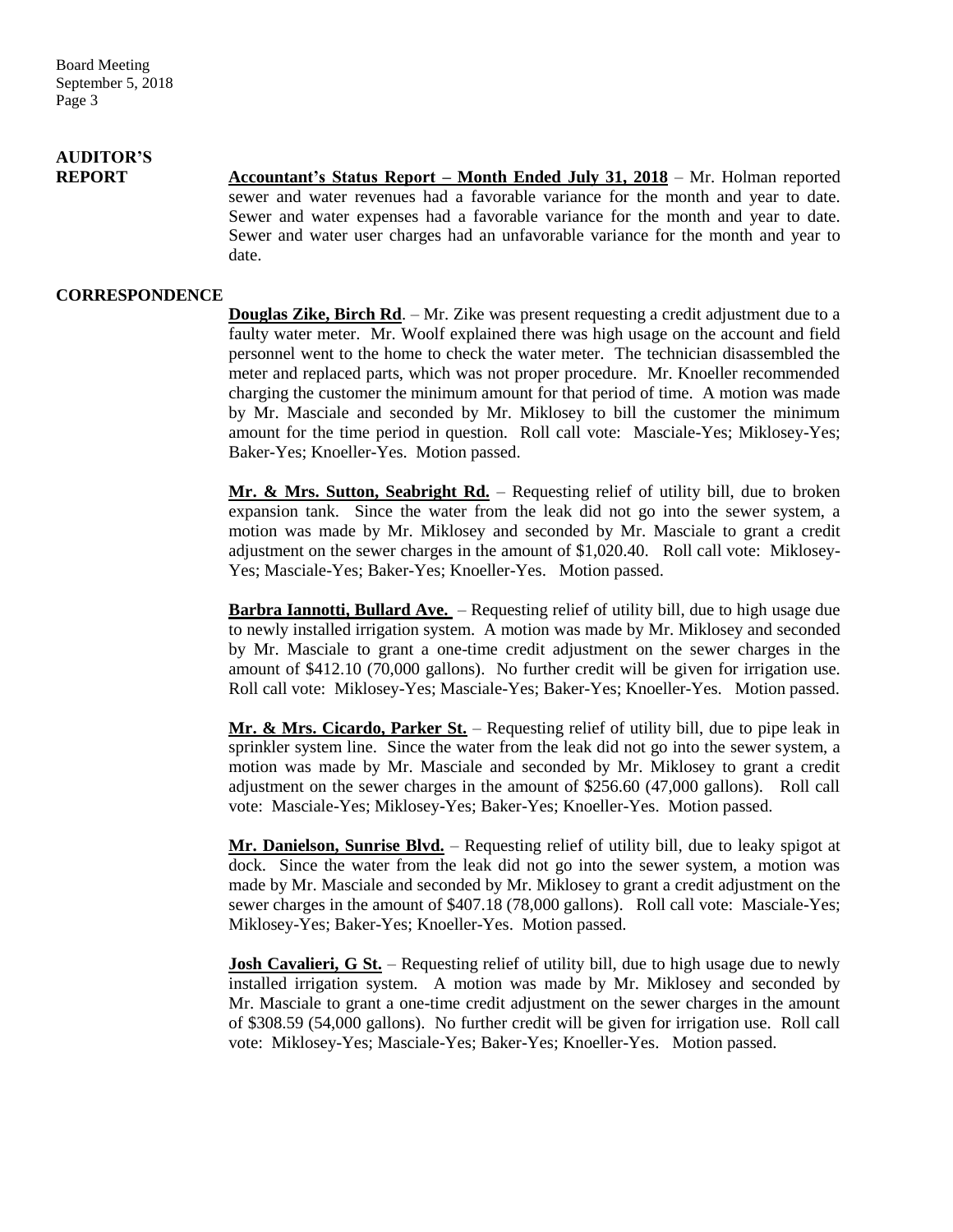## AUDITOR'S REPORT

**Accountant's Status Report – Month Ended July 31, 2018** – Mr. Holman reported sewer and water revenues had a favorable variance for the month and year to date. Sewer and water expenses had a favorable variance for the month and year to date. Sewer and water user charges had an unfavorable variance for the month and year to date.

## CORRESPONDENCE

**Douglas Zike, Birch Rd**. – Mr. Zike was present requesting a credit adjustment due to a faulty water meter. Mr. Woolf explained there was high usage on the account and field personnel went to the home to check the water meter. The technician disassembled the meter and replaced parts, which was not proper procedure. Mr. Knoeller recommended charging the customer the minimum amount for that period of time. A motion was made by Mr. Masciale and seconded by Mr. Miklosey to bill the customer the minimum amount for the time period in question. Roll call vote: Masciale-Yes; Miklosey-Yes; Baker-Yes; Knoeller-Yes. Motion passed.

**Mr. & Mrs. Sutton, Seabright Rd.** – Requesting relief of utility bill, due to broken expansion tank. Since the water from the leak did not go into the sewer system, a motion was made by Mr. Miklosey and seconded by Mr. Masciale to grant a credit adjustment on the sewer charges in the amount of $1,020.40. Roll call vote: Miklosey-Yes; Masciale-Yes; Baker-Yes; Knoeller-Yes. Motion passed.

**Barbra Iannotti, Bullard Ave.** – Requesting relief of utility bill, due to high usage due to newly installed irrigation system. A motion was made by Mr. Miklosey and seconded by Mr. Masciale to grant a one-time credit adjustment on the sewer charges in the amount of $412.10 (70,000 gallons). No further credit will be given for irrigation use. Roll call vote: Miklosey-Yes; Masciale-Yes; Baker-Yes; Knoeller-Yes. Motion passed.

**Mr. & Mrs. Cicardo, Parker St.** – Requesting relief of utility bill, due to pipe leak in sprinkler system line. Since the water from the leak did not go into the sewer system, a motion was made by Mr. Masciale and seconded by Mr. Miklosey to grant a credit adjustment on the sewer charges in the amount of $256.60 (47,000 gallons). Roll call vote: Masciale-Yes; Miklosey-Yes; Baker-Yes; Knoeller-Yes. Motion passed.

**Mr. Danielson, Sunrise Blvd.** – Requesting relief of utility bill, due to leaky spigot at dock. Since the water from the leak did not go into the sewer system, a motion was made by Mr. Masciale and seconded by Mr. Miklosey to grant a credit adjustment on the sewer charges in the amount of $407.18 (78,000 gallons). Roll call vote: Masciale-Yes; Miklosey-Yes; Baker-Yes; Knoeller-Yes. Motion passed.

**Josh Cavalieri, G St.** – Requesting relief of utility bill, due to high usage due to newly installed irrigation system. A motion was made by Mr. Miklosey and seconded by Mr. Masciale to grant a one-time credit adjustment on the sewer charges in the amount of $308.59 (54,000 gallons). No further credit will be given for irrigation use. Roll call vote: Miklosey-Yes; Masciale-Yes; Baker-Yes; Knoeller-Yes. Motion passed.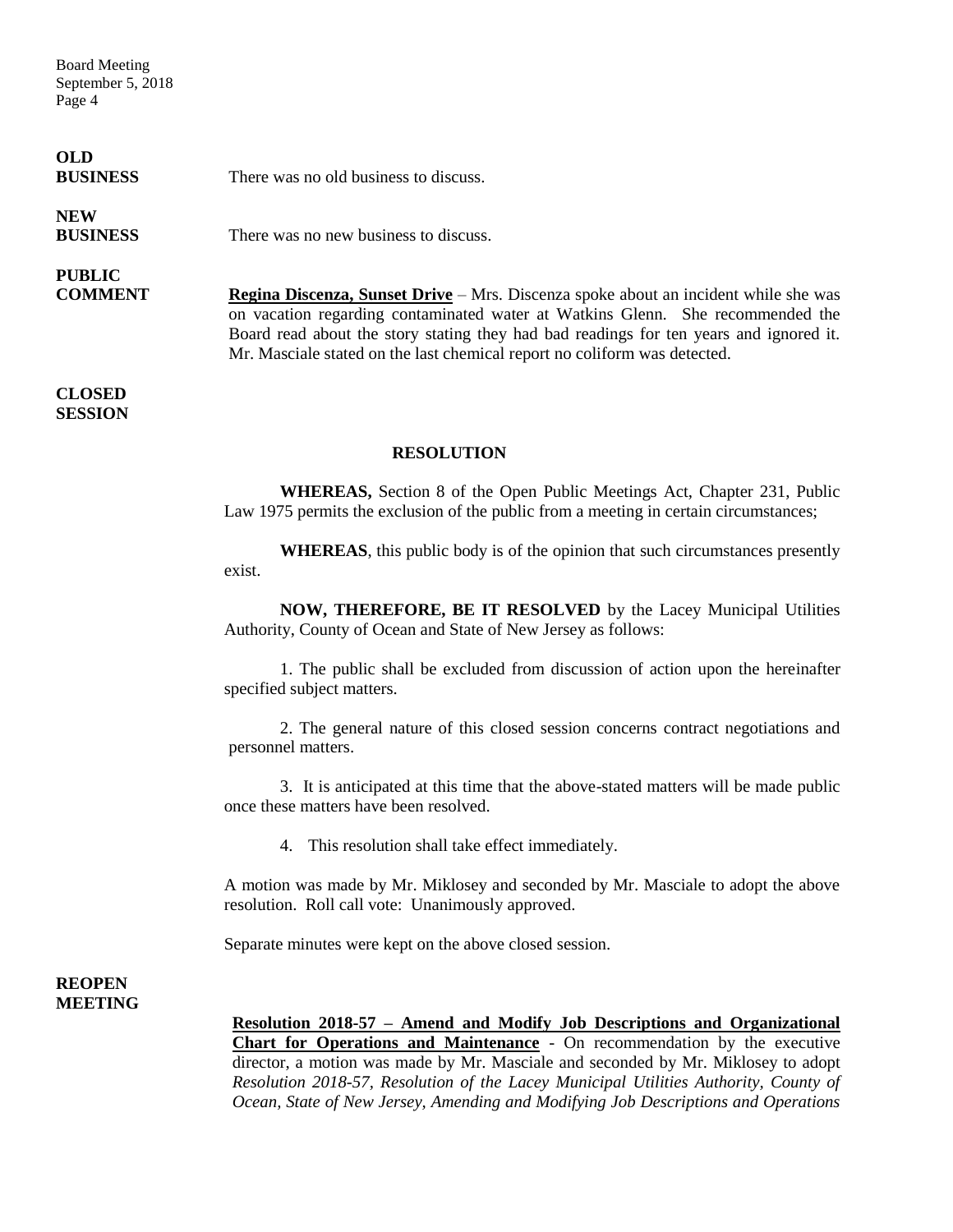**OLD BUSINESS** There was no old business to discuss.

**NEW BUSINESS** There was no new business to discuss.

**PUBLIC COMMENT** **<u>Regina Discenza, Sunset Drive</u>** – Mrs. Discenza spoke about an incident while she was on vacation regarding contaminated water at Watkins Glenn. She recommended the Board read about the story stating they had bad readings for ten years and ignored it. Mr. Masciale stated on the last chemical report no coliform was detected.

**CLOSED SESSION**

**RESOLUTION**

**WHEREAS,** Section 8 of the Open Public Meetings Act, Chapter 231, Public Law 1975 permits the exclusion of the public from a meeting in certain circumstances;

**WHEREAS**, this public body is of the opinion that such circumstances presently exist.

**NOW, THEREFORE, BE IT RESOLVED** by the Lacey Municipal Utilities Authority, County of Ocean and State of New Jersey as follows:

1. The public shall be excluded from discussion of action upon the hereinafter specified subject matters.

2. The general nature of this closed session concerns contract negotiations and personnel matters.

3. It is anticipated at this time that the above-stated matters will be made public once these matters have been resolved.

4. This resolution shall take effect immediately.

A motion was made by Mr. Miklosey and seconded by Mr. Masciale to adopt the above resolution. Roll call vote: Unanimously approved.

Separate minutes were kept on the above closed session.

**REOPEN MEETING**

**<u>Resolution 2018-57 – Amend and Modify Job Descriptions and Organizational Chart for Operations and Maintenance</u>** - On recommendation by the executive director, a motion was made by Mr. Masciale and seconded by Mr. Miklosey to adopt *Resolution 2018-57, Resolution of the Lacey Municipal Utilities Authority, County of Ocean, State of New Jersey, Amending and Modifying Job Descriptions and Operations*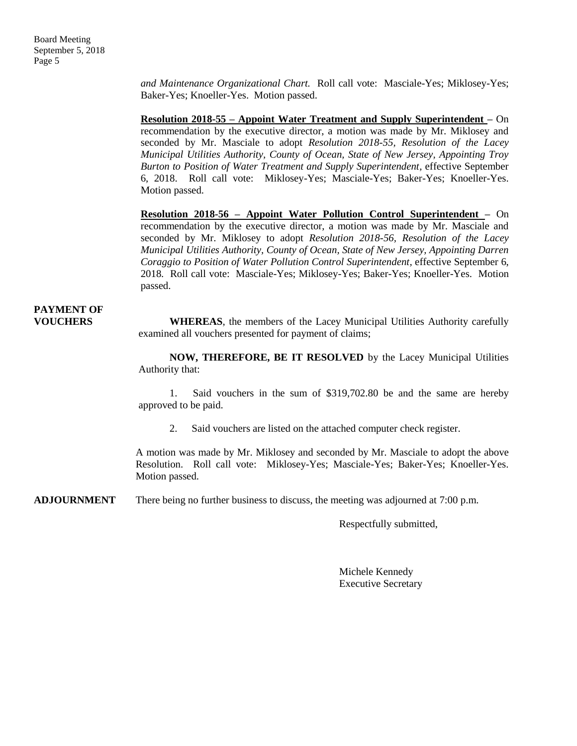*and Maintenance Organizational Chart.* Roll call vote: Masciale-Yes; Miklosey-Yes; Baker-Yes; Knoeller-Yes. Motion passed.

**Resolution 2018-55 – Appoint Water Treatment and Supply Superintendent** – On recommendation by the executive director, a motion was made by Mr. Miklosey and seconded by Mr. Masciale to adopt *Resolution 2018-55, Resolution of the Lacey Municipal Utilities Authority, County of Ocean, State of New Jersey, Appointing Troy Burton to Position of Water Treatment and Supply Superintendent,* effective September 6, 2018. Roll call vote: Miklosey-Yes; Masciale-Yes; Baker-Yes; Knoeller-Yes. Motion passed.

**Resolution 2018-56 – Appoint Water Pollution Control Superintendent** – On recommendation by the executive director, a motion was made by Mr. Masciale and seconded by Mr. Miklosey to adopt *Resolution 2018-56, Resolution of the Lacey Municipal Utilities Authority, County of Ocean, State of New Jersey, Appointing Darren Coraggio to Position of Water Pollution Control Superintendent*, effective September 6, 2018. Roll call vote: Masciale-Yes; Miklosey-Yes; Baker-Yes; Knoeller-Yes. Motion passed.

**PAYMENT OF VOUCHERS**

**WHEREAS**, the members of the Lacey Municipal Utilities Authority carefully examined all vouchers presented for payment of claims;

**NOW, THEREFORE, BE IT RESOLVED** by the Lacey Municipal Utilities Authority that:

1. Said vouchers in the sum of $319,702.80 be and the same are hereby approved to be paid.

2. Said vouchers are listed on the attached computer check register.

A motion was made by Mr. Miklosey and seconded by Mr. Masciale to adopt the above Resolution. Roll call vote: Miklosey-Yes; Masciale-Yes; Baker-Yes; Knoeller-Yes. Motion passed.

**ADJOURNMENT** There being no further business to discuss, the meeting was adjourned at 7:00 p.m.

Respectfully submitted,

Michele Kennedy
Executive Secretary